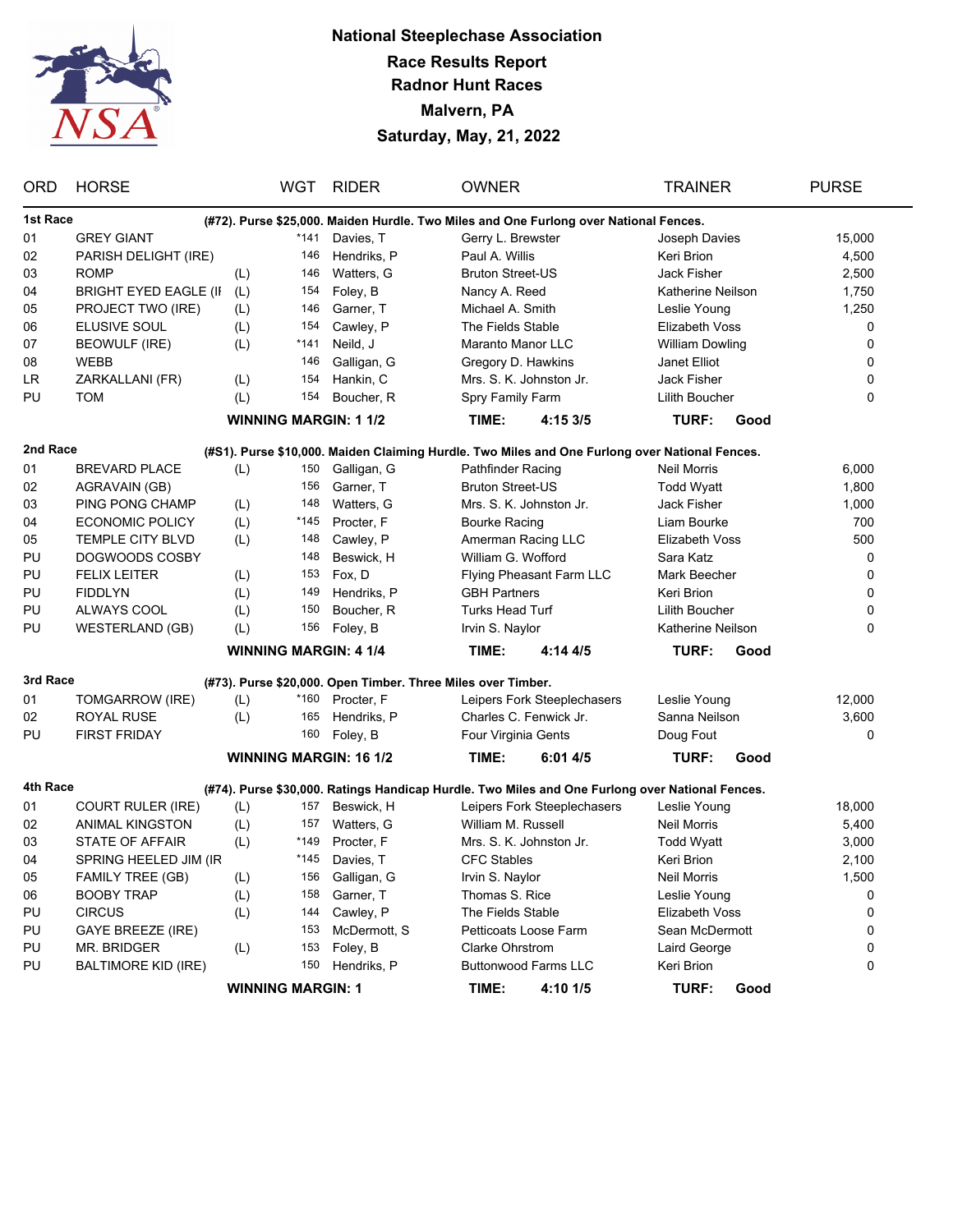# National Steeplechase Association

## Race Results Report

## Radnor Hunt Races

## Malvern, PA

## Saturday, May, 21, 2022

| ORD | HORSE | | WGT | RIDER | OWNER | TRAINER | PURSE |
|---|---|---|---|---|---|---|---|
| **1st Race** | **(#72). Purse $25,000. Maiden Hurdle. Two Miles and One Furlong over National Fences.** | | | | | | |
| 01 | GREY GIANT | | *141 | Davies, T | Gerry L. Brewster | Joseph Davies | 15,000 |
| 02 | PARISH DELIGHT (IRE) | | 146 | Hendriks, P | Paul A. Willis | Keri Brion | 4,500 |
| 03 | ROMP | (L) | 146 | Watters, G | Bruton Street-US | Jack Fisher | 2,500 |
| 04 | BRIGHT EYED EAGLE (II | (L) | 154 | Foley, B | Nancy A. Reed | Katherine Neilson | 1,750 |
| 05 | PROJECT TWO (IRE) | (L) | 146 | Garner, T | Michael A. Smith | Leslie Young | 1,250 |
| 06 | ELUSIVE SOUL | (L) | 154 | Cawley, P | The Fields Stable | Elizabeth Voss | 0 |
| 07 | BEOWULF (IRE) | (L) | *141 | Neild, J | Maranto Manor LLC | William Dowling | 0 |
| 08 | WEBB | | 146 | Galligan, G | Gregory D. Hawkins | Janet Elliot | 0 |
| LR | ZARKALLANI (FR) | (L) | 154 | Hankin, C | Mrs. S. K. Johnston Jr. | Jack Fisher | 0 |
| PU | TOM | (L) | 154 | Boucher, R | Spry Family Farm | Lilith Boucher | 0 |
| | | | **WINNING MARGIN: 1 1/2** | | **TIME: 4:15 3/5** | **TURF: Good** | |
| **2nd Race** | **(#S1). Purse $10,000. Maiden Claiming Hurdle. Two Miles and One Furlong over National Fences.** | | | | | | |
| 01 | BREVARD PLACE | (L) | 150 | Galligan, G | Pathfinder Racing | Neil Morris | 6,000 |
| 02 | AGRAVAIN (GB) | | 156 | Garner, T | Bruton Street-US | Todd Wyatt | 1,800 |
| 03 | PING PONG CHAMP | (L) | 148 | Watters, G | Mrs. S. K. Johnston Jr. | Jack Fisher | 1,000 |
| 04 | ECONOMIC POLICY | (L) | *145 | Procter, F | Bourke Racing | Liam Bourke | 700 |
| 05 | TEMPLE CITY BLVD | (L) | 148 | Cawley, P | Amerman Racing LLC | Elizabeth Voss | 500 |
| PU | DOGWOODS COSBY | | 148 | Beswick, H | William G. Wofford | Sara Katz | 0 |
| PU | FELIX LEITER | (L) | 153 | Fox, D | Flying Pheasant Farm LLC | Mark Beecher | 0 |
| PU | FIDDLYN | (L) | 149 | Hendriks, P | GBH Partners | Keri Brion | 0 |
| PU | ALWAYS COOL | (L) | 150 | Boucher, R | Turks Head Turf | Lilith Boucher | 0 |
| PU | WESTERLAND (GB) | (L) | 156 | Foley, B | Irvin S. Naylor | Katherine Neilson | 0 |
| | | | **WINNING MARGIN: 4 1/4** | | **TIME: 4:14 4/5** | **TURF: Good** | |
| **3rd Race** | **(#73). Purse $20,000. Open Timber. Three Miles over Timber.** | | | | | | |
| 01 | TOMGARROW (IRE) | (L) | *160 | Procter, F | Leipers Fork Steeplechasers | Leslie Young | 12,000 |
| 02 | ROYAL RUSE | (L) | 165 | Hendriks, P | Charles C. Fenwick Jr. | Sanna Neilson | 3,600 |
| PU | FIRST FRIDAY | | 160 | Foley, B | Four Virginia Gents | Doug Fout | 0 |
| | | | **WINNING MARGIN: 16 1/2** | | **TIME: 6:01 4/5** | **TURF: Good** | |
| **4th Race** | **(#74). Purse $30,000. Ratings Handicap Hurdle. Two Miles and One Furlong over National Fences.** | | | | | | |
| 01 | COURT RULER (IRE) | (L) | 157 | Beswick, H | Leipers Fork Steeplechasers | Leslie Young | 18,000 |
| 02 | ANIMAL KINGSTON | (L) | 157 | Watters, G | William M. Russell | Neil Morris | 5,400 |
| 03 | STATE OF AFFAIR | (L) | *149 | Procter, F | Mrs. S. K. Johnston Jr. | Todd Wyatt | 3,000 |
| 04 | SPRING HEELED JIM (IR | | *145 | Davies, T | CFC Stables | Keri Brion | 2,100 |
| 05 | FAMILY TREE (GB) | (L) | 156 | Galligan, G | Irvin S. Naylor | Neil Morris | 1,500 |
| 06 | BOOBY TRAP | (L) | 158 | Garner, T | Thomas S. Rice | Leslie Young | 0 |
| PU | CIRCUS | (L) | 144 | Cawley, P | The Fields Stable | Elizabeth Voss | 0 |
| PU | GAYE BREEZE (IRE) | | 153 | McDermott, S | Petticoats Loose Farm | Sean McDermott | 0 |
| PU | MR. BRIDGER | (L) | 153 | Foley, B | Clarke Ohrstrom | Laird George | 0 |
| PU | BALTIMORE KID (IRE) | | 150 | Hendriks, P | Buttonwood Farms LLC | Keri Brion | 0 |
| | | | **WINNING MARGIN: 1** | | **TIME: 4:10 1/5** | **TURF: Good** | |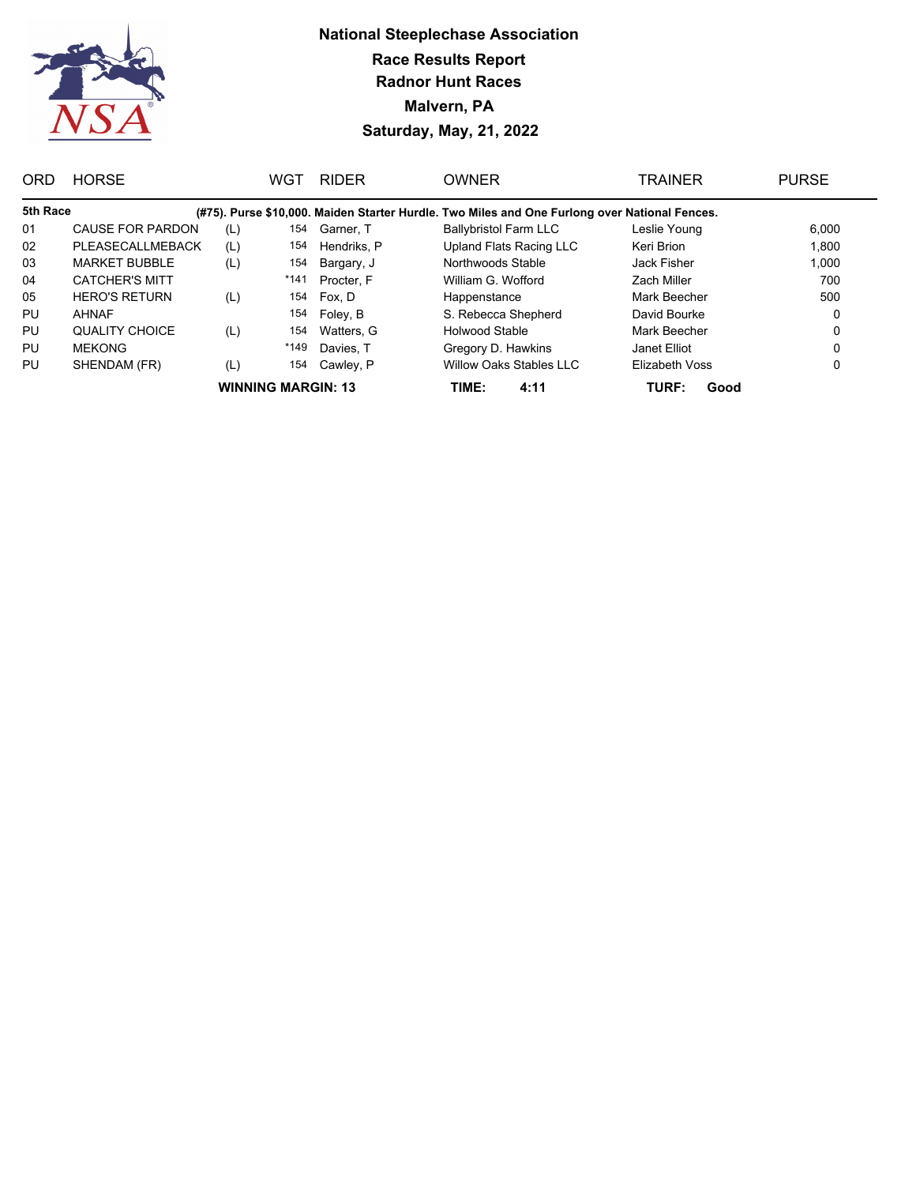**National Steeplechase Association**

**Race Results Report**

**Radnor Hunt Races**

**Malvern, PA**

**Saturday, May, 21, 2022**

| ORD | HORSE | | WGT | RIDER | OWNER | TRAINER | PURSE |
|---|---|---|---|---|---|---|---|
| **5th Race** | | | **(#75). Purse $10,000. Maiden Starter Hurdle. Two Miles and One Furlong over National Fences.** | | | | |
| 01 | CAUSE FOR PARDON | (L) | 154 | Garner, T | Ballybristol Farm LLC | Leslie Young | 6,000 |
| 02 | PLEASECALLMEBACK | (L) | 154 | Hendriks, P | Upland Flats Racing LLC | Keri Brion | 1,800 |
| 03 | MARKET BUBBLE | (L) | 154 | Bargary, J | Northwoods Stable | Jack Fisher | 1,000 |
| 04 | CATCHER'S MITT | | *141 | Procter, F | William G. Wofford | Zach Miller | 700 |
| 05 | HERO'S RETURN | (L) | 154 | Fox, D | Happenstance | Mark Beecher | 500 |
| PU | AHNAF | | 154 | Foley, B | S. Rebecca Shepherd | David Bourke | 0 |
| PU | QUALITY CHOICE | (L) | 154 | Watters, G | Holwood Stable | Mark Beecher | 0 |
| PU | MEKONG | | *149 | Davies, T | Gregory D. Hawkins | Janet Elliot | 0 |
| PU | SHENDAM (FR) | (L) | 154 | Cawley, P | Willow Oaks Stables LLC | Elizabeth Voss | 0 |

**WINNING MARGIN: 13** **TIME: 4:11** **TURF: Good**